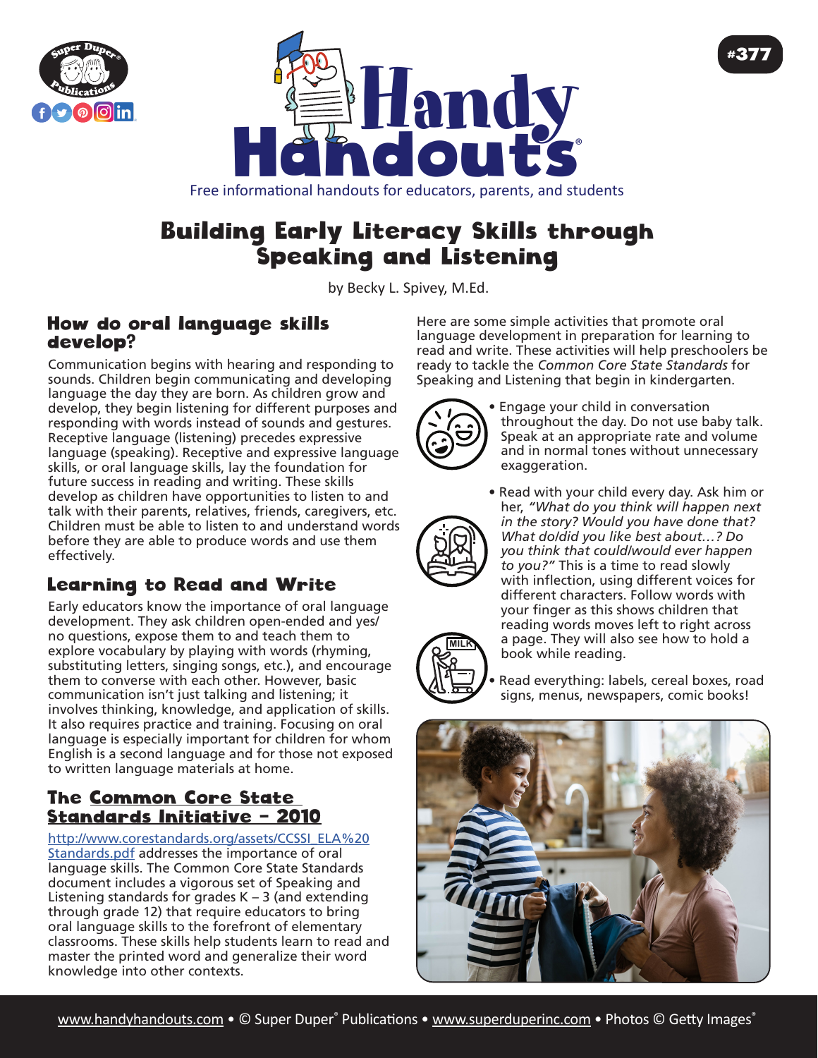# Building Early Literacy Skills through Speaking and Listening

by Becky L. Spivey, M.Ed.

## How do oral language skills develop?

Communication begins with hearing and responding to sounds. Children begin communicating and developing language the day they are born. As children grow and develop, they begin listening for different purposes and responding with words instead of sounds and gestures. Receptive language (listening) precedes expressive language (speaking). Receptive and expressive language skills, or oral language skills, lay the foundation for future success in reading and writing. These skills develop as children have opportunities to listen to and talk with their parents, relatives, friends, caregivers, etc. Children must be able to listen to and understand words before they are able to produce words and use them effectively.

## Learning to Read and Write

Early educators know the importance of oral language development. They ask children open-ended and yes/no questions, expose them to and teach them to explore vocabulary by playing with words (rhyming, substituting letters, singing songs, etc.), and encourage them to converse with each other. However, basic communication isn't just talking and listening; it involves thinking, knowledge, and application of skills. It also requires practice and training. Focusing on oral language is especially important for children for whom English is a second language and for those not exposed to written language materials at home.

## The Common Core State Standards Initiative – 2010

http://www.corestandards.org/assets/CCSSI_ELA%20Standards.pdf addresses the importance of oral language skills. The Common Core State Standards document includes a vigorous set of Speaking and Listening standards for grades K – 3 (and extending through grade 12) that require educators to bring oral language skills to the forefront of elementary classrooms. These skills help students learn to read and master the printed word and generalize their word knowledge into other contexts.

Here are some simple activities that promote oral language development in preparation for learning to read and write. These activities will help preschoolers be ready to tackle the *Common Core State Standards* for Speaking and Listening that begin in kindergarten.

- Engage your child in conversation throughout the day. Do not use baby talk. Speak at an appropriate rate and volume and in normal tones without unnecessary exaggeration.
- Read with your child every day. Ask him or her, *"What do you think will happen next in the story? Would you have done that? What do/did you like best about…? Do you think that could/would ever happen to you?"* This is a time to read slowly with inflection, using different voices for different characters. Follow words with your finger as this shows children that reading words moves left to right across a page. They will also see how to hold a book while reading.
- Read everything: labels, cereal boxes, road signs, menus, newspapers, comic books!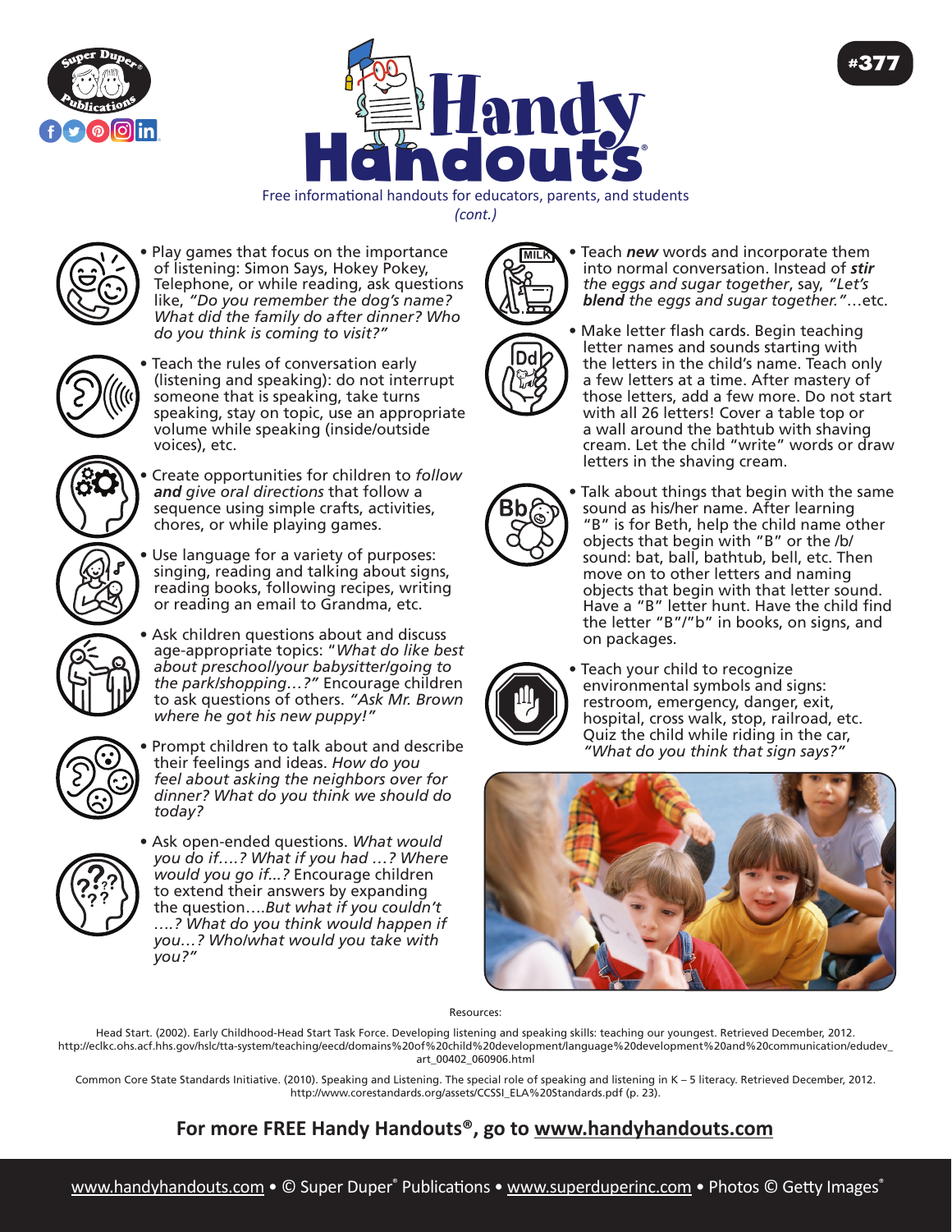*(cont.)*

- Play games that focus on the importance of listening: Simon Says, Hokey Pokey, Telephone, or while reading, ask questions like, *"Do you remember the dog's name? What did the family do after dinner? Who do you think is coming to visit?"*
- Teach the rules of conversation early (listening and speaking): do not interrupt someone that is speaking, take turns speaking, stay on topic, use an appropriate volume while speaking (inside/outside voices), etc.
- Create opportunities for children to *follow **and** give oral directions* that follow a sequence using simple crafts, activities, chores, or while playing games.
- Use language for a variety of purposes: singing, reading and talking about signs, reading books, following recipes, writing or reading an email to Grandma, etc.
- Ask children questions about and discuss age-appropriate topics: "*What do like best about preschool/your babysitter/going to the park/shopping…?"* Encourage children to ask questions of others. *"Ask Mr. Brown where he got his new puppy!"*
- Prompt children to talk about and describe their feelings and ideas. *How do you feel about asking the neighbors over for dinner? What do you think we should do today?*
- Ask open-ended questions. *What would you do if….? What if you had …? Where would you go if...?* Encourage children to extend their answers by expanding the question….*But what if you couldn't ….? What do you think would happen if you…? Who/what would you take with you?"*
- Teach ***new*** words and incorporate them into normal conversation. Instead of ***stir*** *the eggs and sugar together*, say, *"Let's **blend** the eggs and sugar together."*…etc.
- Make letter flash cards. Begin teaching letter names and sounds starting with the letters in the child's name. Teach only a few letters at a time. After mastery of those letters, add a few more. Do not start with all 26 letters! Cover a table top or a wall around the bathtub with shaving cream. Let the child "write" words or draw letters in the shaving cream.
- Talk about things that begin with the same sound as his/her name. After learning "B" is for Beth, help the child name other objects that begin with "B" or the /b/ sound: bat, ball, bathtub, bell, etc. Then move on to other letters and naming objects that begin with that letter sound. Have a "B" letter hunt. Have the child find the letter "B"/"b" in books, on signs, and on packages.
- Teach your child to recognize environmental symbols and signs: restroom, emergency, danger, exit, hospital, cross walk, stop, railroad, etc. Quiz the child while riding in the car, *"What do you think that sign says?"*

Resources:

Head Start. (2002). Early Childhood-Head Start Task Force. Developing listening and speaking skills: teaching our youngest. Retrieved December, 2012. http://eclkc.ohs.acf.hhs.gov/hslc/tta-system/teaching/eecd/domains%20of%20child%20development/language%20development%20and%20communication/edudev_art_00402_060906.html

Common Core State Standards Initiative. (2010). Speaking and Listening. The special role of speaking and listening in K – 5 literacy. Retrieved December, 2012. http://www.corestandards.org/assets/CCSSI_ELA%20Standards.pdf (p. 23).

**For more FREE Handy Handouts®, go to www.handyhandouts.com**